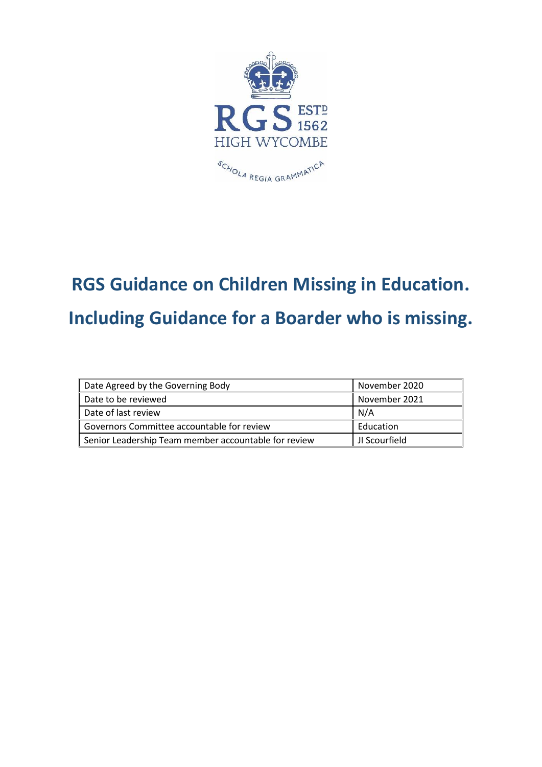RGS ESTD 1562
HIGH WYCOMBE
SCHOLA REGIA GRAMMATICA

# RGS Guidance on Children Missing in Education.

# Including Guidance for a Boarder who is missing.

| Date Agreed by the Governing Body | November 2020 |
|---|---|
| Date to be reviewed | November 2021 |
| Date of last review | N/A |
| Governors Committee accountable for review | Education |
| Senior Leadership Team member accountable for review | JI Scourfield |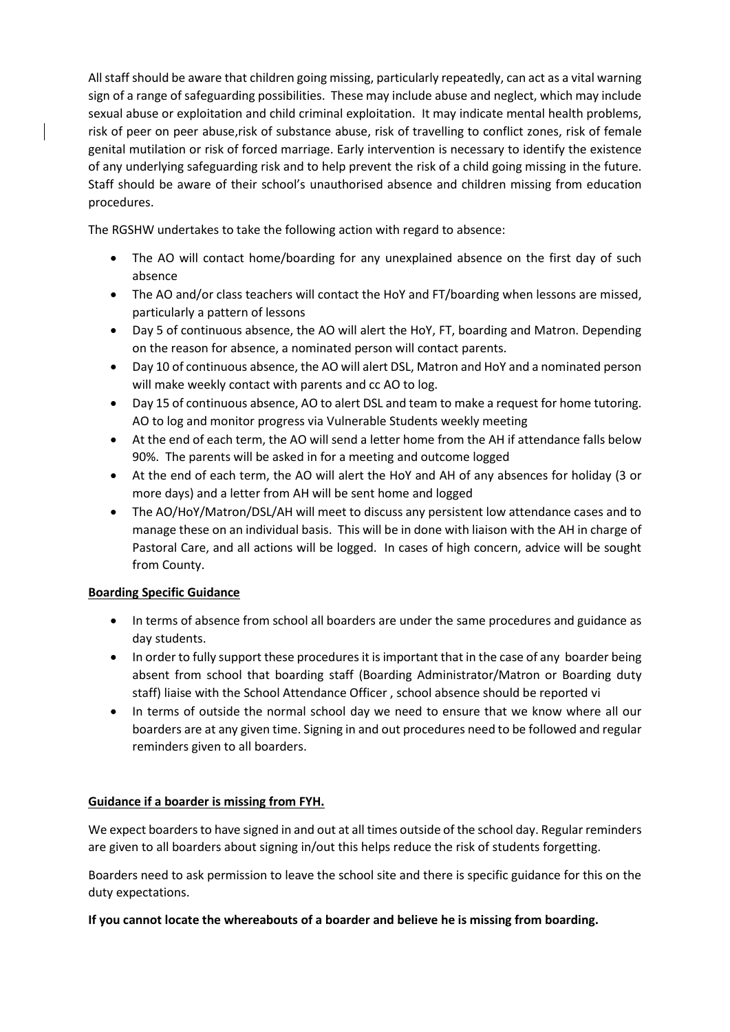All staff should be aware that children going missing, particularly repeatedly, can act as a vital warning sign of a range of safeguarding possibilities. These may include abuse and neglect, which may include sexual abuse or exploitation and child criminal exploitation. It may indicate mental health problems, risk of peer on peer abuse,risk of substance abuse, risk of travelling to conflict zones, risk of female genital mutilation or risk of forced marriage. Early intervention is necessary to identify the existence of any underlying safeguarding risk and to help prevent the risk of a child going missing in the future. Staff should be aware of their school's unauthorised absence and children missing from education procedures.

The RGSHW undertakes to take the following action with regard to absence:

- The AO will contact home/boarding for any unexplained absence on the first day of such absence
- The AO and/or class teachers will contact the HoY and FT/boarding when lessons are missed, particularly a pattern of lessons
- Day 5 of continuous absence, the AO will alert the HoY, FT, boarding and Matron. Depending on the reason for absence, a nominated person will contact parents.
- Day 10 of continuous absence, the AO will alert DSL, Matron and HoY and a nominated person will make weekly contact with parents and cc AO to log.
- Day 15 of continuous absence, AO to alert DSL and team to make a request for home tutoring. AO to log and monitor progress via Vulnerable Students weekly meeting
- At the end of each term, the AO will send a letter home from the AH if attendance falls below 90%. The parents will be asked in for a meeting and outcome logged
- At the end of each term, the AO will alert the HoY and AH of any absences for holiday (3 or more days) and a letter from AH will be sent home and logged
- The AO/HoY/Matron/DSL/AH will meet to discuss any persistent low attendance cases and to manage these on an individual basis. This will be in done with liaison with the AH in charge of Pastoral Care, and all actions will be logged. In cases of high concern, advice will be sought from County.

**Boarding Specific Guidance**

- In terms of absence from school all boarders are under the same procedures and guidance as day students.
- In order to fully support these procedures it is important that in the case of any boarder being absent from school that boarding staff (Boarding Administrator/Matron or Boarding duty staff) liaise with the School Attendance Officer , school absence should be reported vi
- In terms of outside the normal school day we need to ensure that we know where all our boarders are at any given time. Signing in and out procedures need to be followed and regular reminders given to all boarders.

**Guidance if a boarder is missing from FYH.**

We expect boarders to have signed in and out at all times outside of the school day. Regular reminders are given to all boarders about signing in/out this helps reduce the risk of students forgetting.

Boarders need to ask permission to leave the school site and there is specific guidance for this on the duty expectations.

**If you cannot locate the whereabouts of a boarder and believe he is missing from boarding.**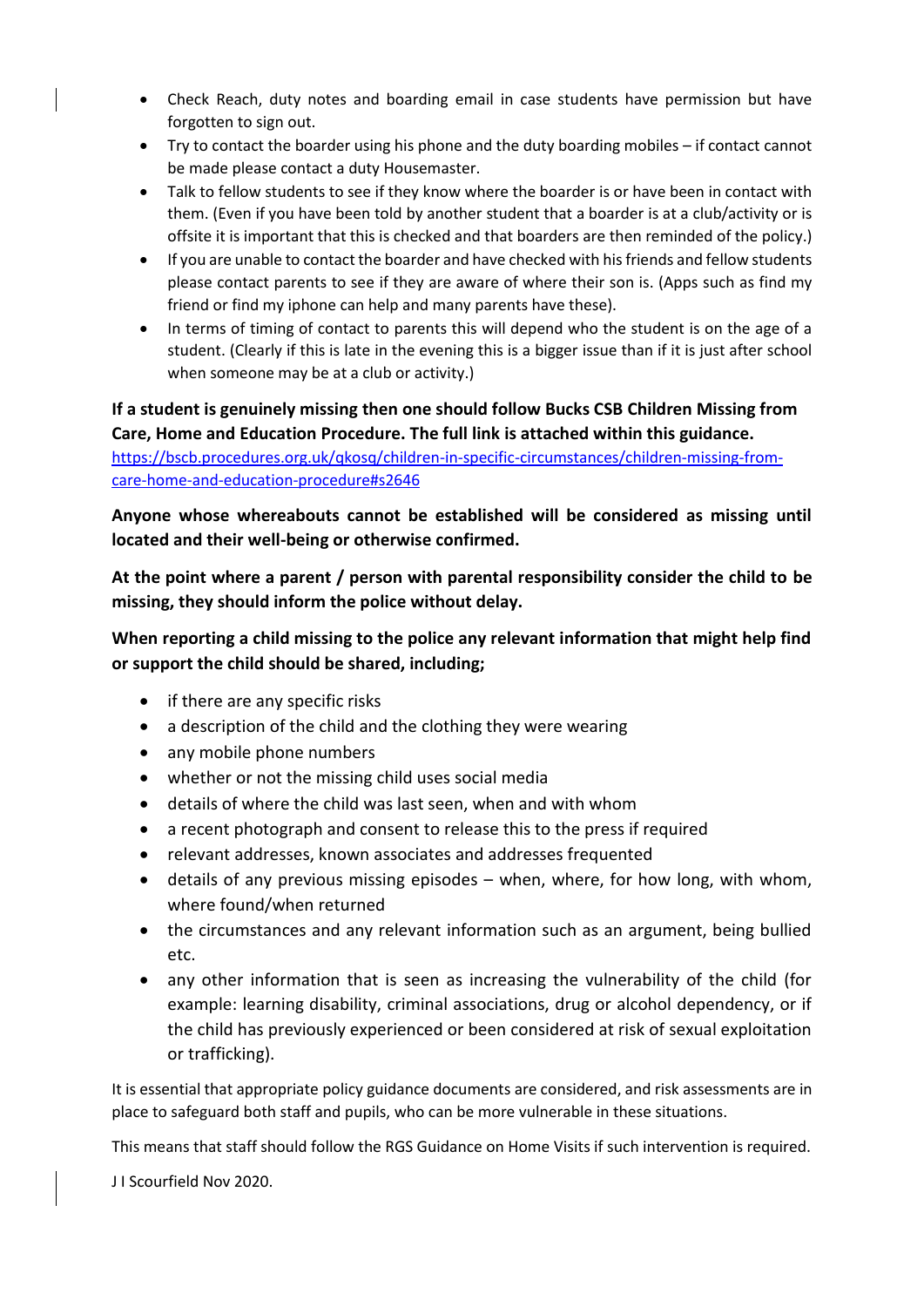- Check Reach, duty notes and boarding email in case students have permission but have forgotten to sign out.
- Try to contact the boarder using his phone and the duty boarding mobiles – if contact cannot be made please contact a duty Housemaster.
- Talk to fellow students to see if they know where the boarder is or have been in contact with them. (Even if you have been told by another student that a boarder is at a club/activity or is offsite it is important that this is checked and that boarders are then reminded of the policy.)
- If you are unable to contact the boarder and have checked with his friends and fellow students please contact parents to see if they are aware of where their son is. (Apps such as find my friend or find my iphone can help and many parents have these).
- In terms of timing of contact to parents this will depend who the student is on the age of a student. (Clearly if this is late in the evening this is a bigger issue than if it is just after school when someone may be at a club or activity.)

**If a student is genuinely missing then one should follow Bucks CSB Children Missing from Care, Home and Education Procedure. The full link is attached within this guidance.**
[https://bscb.procedures.org.uk/qkosq/children-in-specific-circumstances/children-missing-from-care-home-and-education-procedure#s2646](https://bscb.procedures.org.uk/qkosq/children-in-specific-circumstances/children-missing-from-care-home-and-education-procedure#s2646)

**Anyone whose whereabouts cannot be established will be considered as missing until located and their well-being or otherwise confirmed.**

**At the point where a parent / person with parental responsibility consider the child to be missing, they should inform the police without delay.**

**When reporting a child missing to the police any relevant information that might help find or support the child should be shared, including;**

- if there are any specific risks
- a description of the child and the clothing they were wearing
- any mobile phone numbers
- whether or not the missing child uses social media
- details of where the child was last seen, when and with whom
- a recent photograph and consent to release this to the press if required
- relevant addresses, known associates and addresses frequented
- details of any previous missing episodes – when, where, for how long, with whom, where found/when returned
- the circumstances and any relevant information such as an argument, being bullied etc.
- any other information that is seen as increasing the vulnerability of the child (for example: learning disability, criminal associations, drug or alcohol dependency, or if the child has previously experienced or been considered at risk of sexual exploitation or trafficking).

It is essential that appropriate policy guidance documents are considered, and risk assessments are in place to safeguard both staff and pupils, who can be more vulnerable in these situations.

This means that staff should follow the RGS Guidance on Home Visits if such intervention is required.

J I Scourfield Nov 2020.